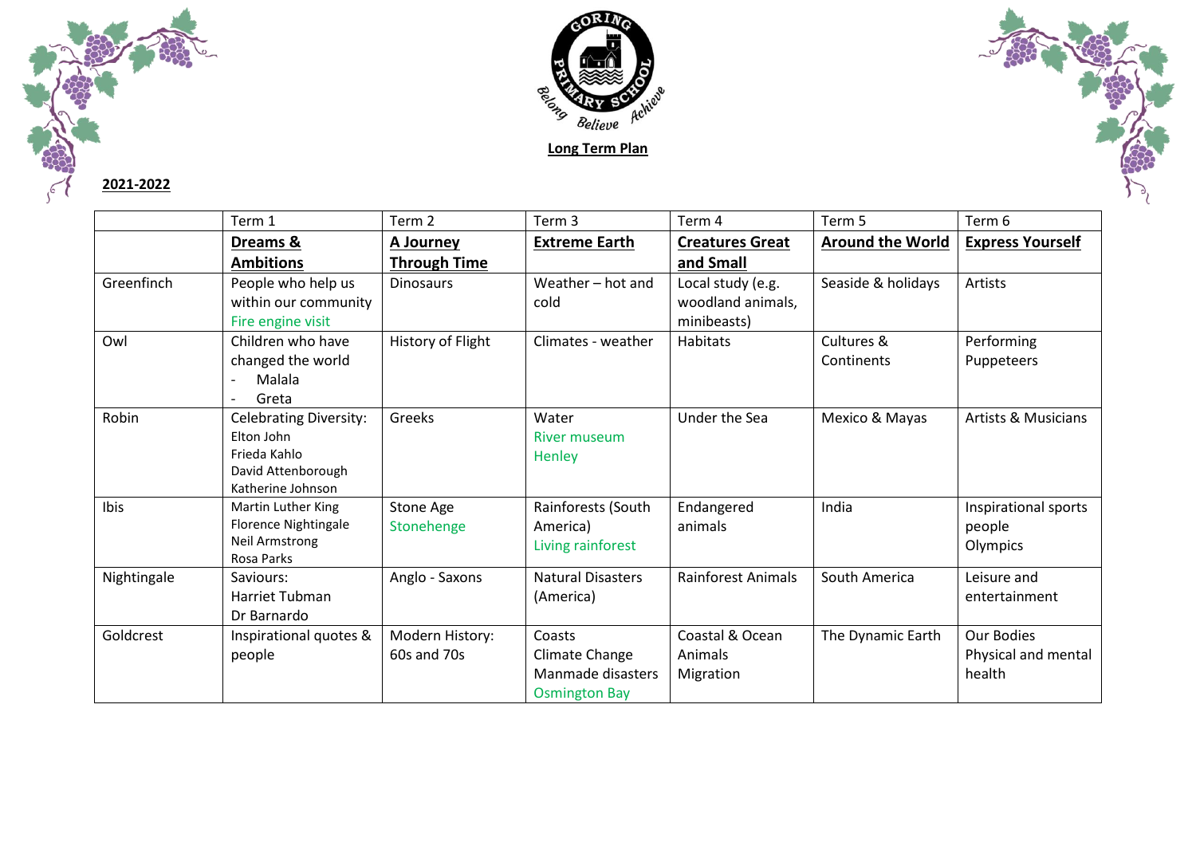**Long Term Plan**

**2021-2022**

| | Term 1 | Term 2 | Term 3 | Term 4 | Term 5 | Term 6 |
|---|---|---|---|---|---|---|
| | **Dreams & Ambitions** | **A Journey Through Time** | **Extreme Earth** | **Creatures Great and Small** | **Around the World** | **Express Yourself** |
| Greenfinch | People who help us within our community<br>Fire engine visit | Dinosaurs | Weather – hot and cold | Local study (e.g. woodland animals, minibeasts) | Seaside & holidays | Artists |
| Owl | Children who have changed the world<br>- Malala<br>- Greta | History of Flight | Climates - weather | Habitats | Cultures & Continents | Performing Puppeteers |
| Robin | Celebrating Diversity:<br>Elton John<br>Frieda Kahlo<br>David Attenborough<br>Katherine Johnson | Greeks | Water<br>River museum Henley | Under the Sea | Mexico & Mayas | Artists & Musicians |
| Ibis | Martin Luther King<br>Florence Nightingale<br>Neil Armstrong<br>Rosa Parks | Stone Age<br>Stonehenge | Rainforests (South America)<br>Living rainforest | Endangered animals | India | Inspirational sports people<br>Olympics |
| Nightingale | Saviours:<br>Harriet Tubman<br>Dr Barnardo | Anglo - Saxons | Natural Disasters (America) | Rainforest Animals | South America | Leisure and entertainment |
| Goldcrest | Inspirational quotes & people | Modern History: 60s and 70s | Coasts<br>Climate Change<br>Manmade disasters<br>Osmington Bay | Coastal & Ocean Animals<br>Migration | The Dynamic Earth | Our Bodies<br>Physical and mental health |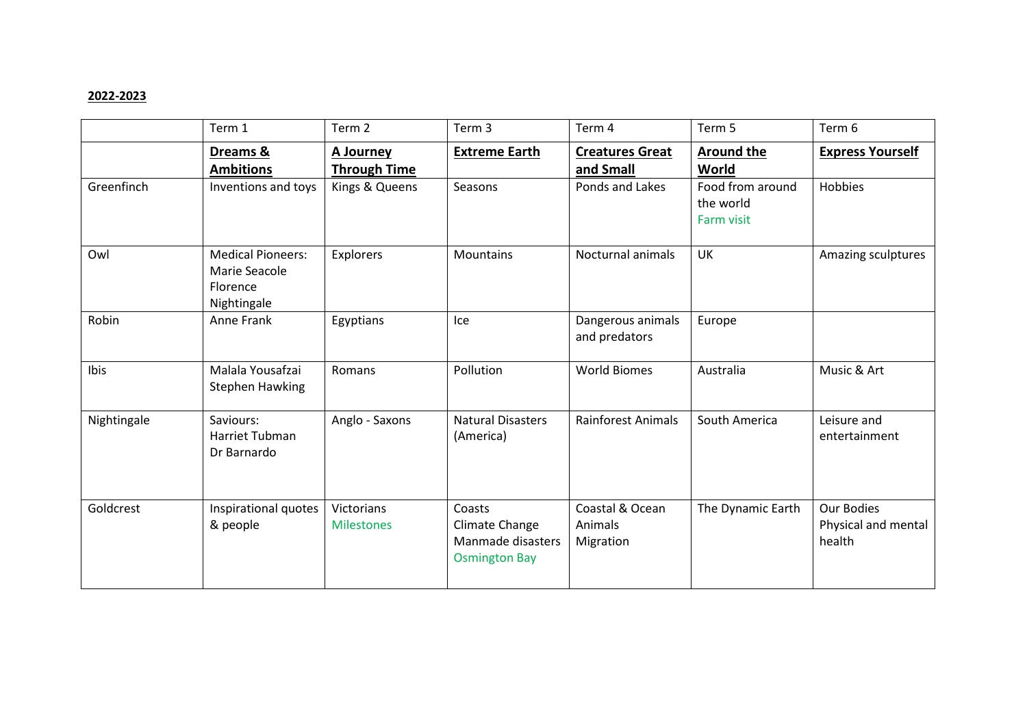**2022-2023**

| | Term 1 | Term 2 | Term 3 | Term 4 | Term 5 | Term 6 |
|---|---|---|---|---|---|---|
| | **Dreams & Ambitions** | **A Journey Through Time** | **Extreme Earth** | **Creatures Great and Small** | **Around the World** | **Express Yourself** |
| Greenfinch | Inventions and toys | Kings & Queens | Seasons | Ponds and Lakes | Food from around the world<br>Farm visit | Hobbies |
| Owl | Medical Pioneers:<br>Marie Seacole<br>Florence Nightingale | Explorers | Mountains | Nocturnal animals | UK | Amazing sculptures |
| Robin | Anne Frank | Egyptians | Ice | Dangerous animals and predators | Europe | |
| Ibis | Malala Yousafzai<br>Stephen Hawking | Romans | Pollution | World Biomes | Australia | Music & Art |
| Nightingale | Saviours:<br>Harriet Tubman<br>Dr Barnardo | Anglo - Saxons | Natural Disasters (America) | Rainforest Animals | South America | Leisure and entertainment |
| Goldcrest | Inspirational quotes & people | Victorians<br>Milestones | Coasts<br>Climate Change<br>Manmade disasters<br>Osmington Bay | Coastal & Ocean Animals<br>Migration | The Dynamic Earth | Our Bodies<br>Physical and mental health |